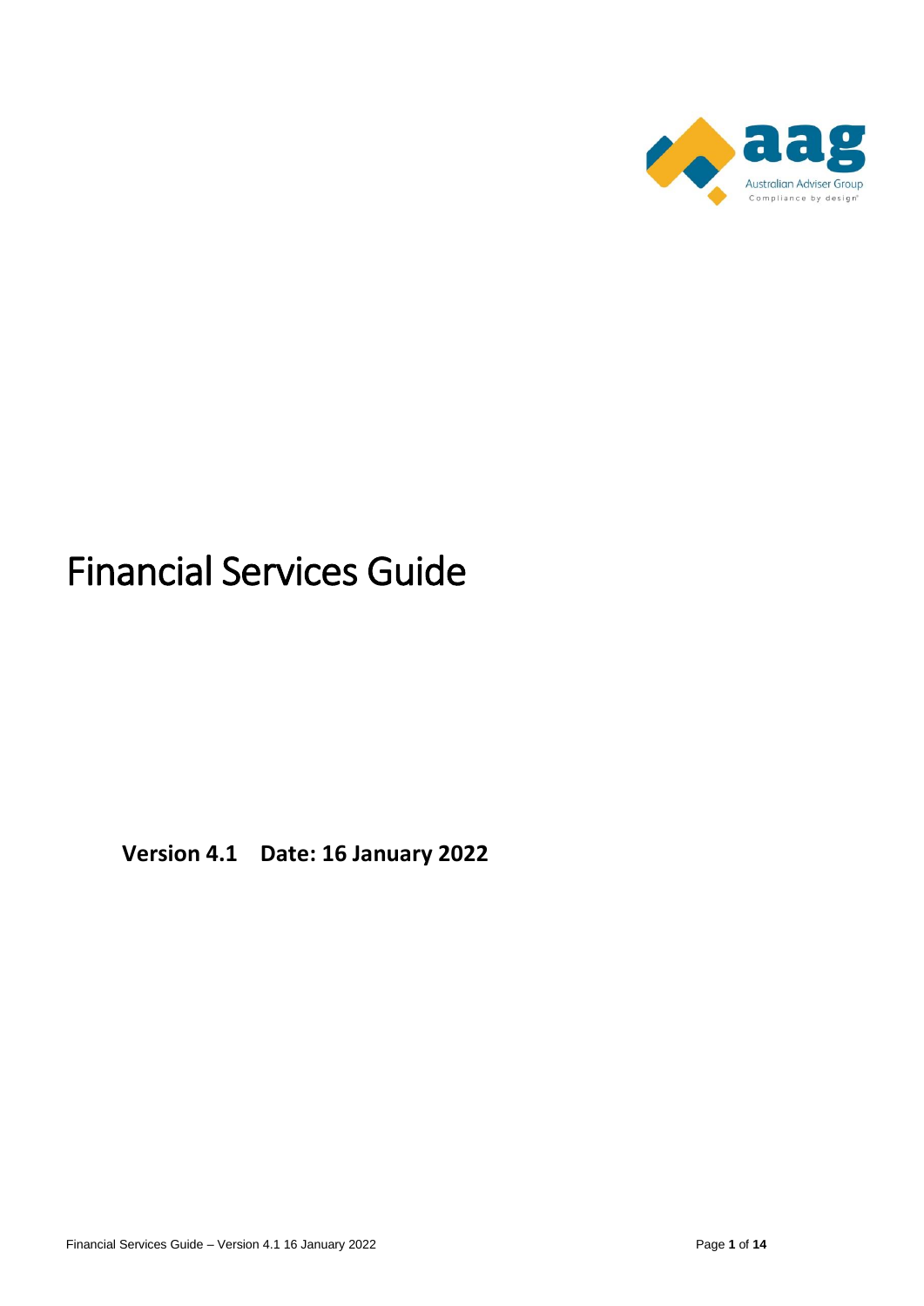# Financial Services Guide

**Version 4.1 Date: 16 January 2022**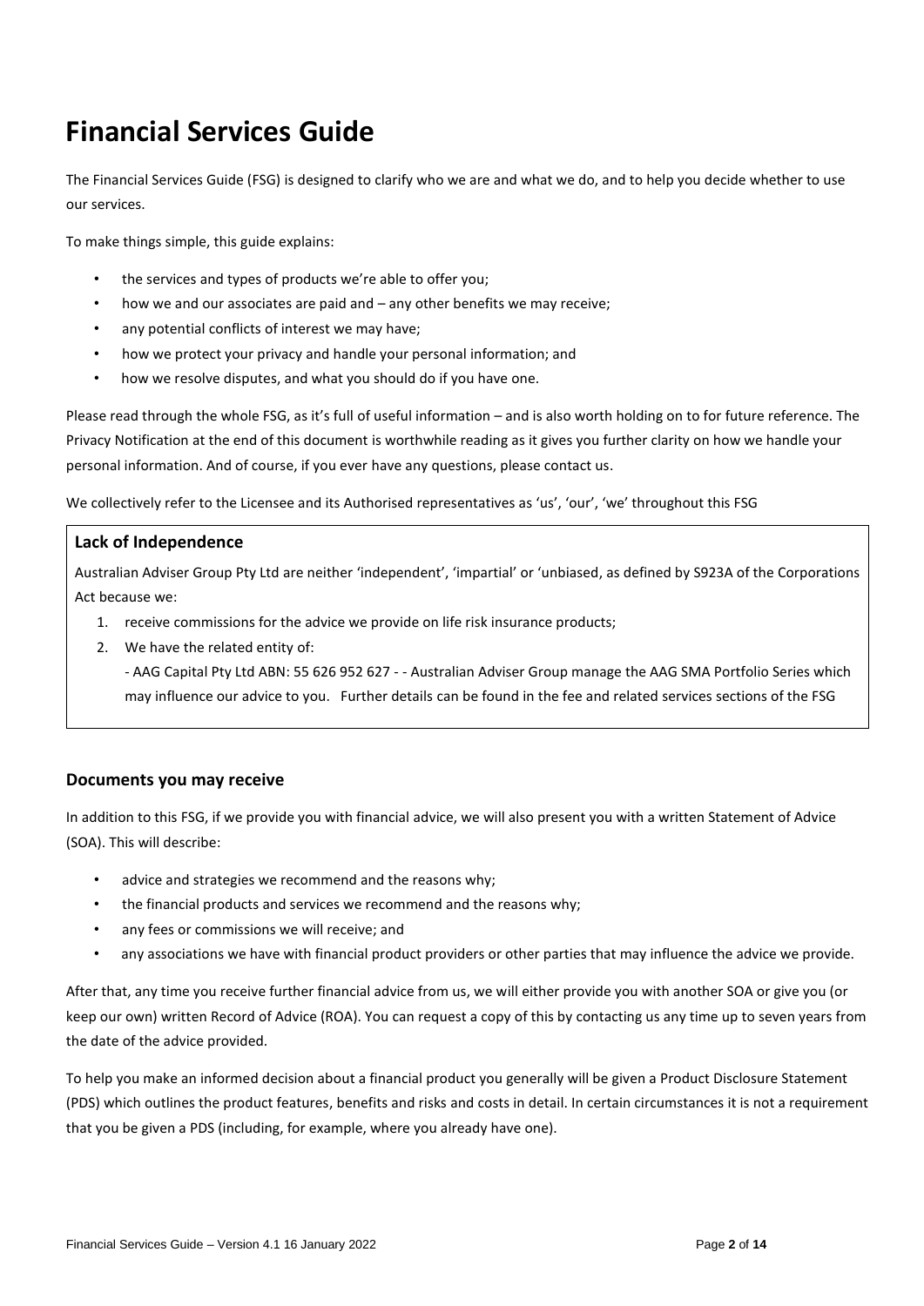# Financial Services Guide

The Financial Services Guide (FSG) is designed to clarify who we are and what we do, and to help you decide whether to use our services.

To make things simple, this guide explains:

- the services and types of products we're able to offer you;
- how we and our associates are paid and – any other benefits we may receive;
- any potential conflicts of interest we may have;
- how we protect your privacy and handle your personal information; and
- how we resolve disputes, and what you should do if you have one.

Please read through the whole FSG, as it's full of useful information – and is also worth holding on to for future reference. The Privacy Notification at the end of this document is worthwhile reading as it gives you further clarity on how we handle your personal information. And of course, if you ever have any questions, please contact us.

We collectively refer to the Licensee and its Authorised representatives as 'us', 'our', 'we' throughout this FSG

### Lack of Independence

Australian Adviser Group Pty Ltd are neither 'independent', 'impartial' or 'unbiased, as defined by S923A of the Corporations Act because we:

1. receive commissions for the advice we provide on life risk insurance products;
2. We have the related entity of:
   - AAG Capital Pty Ltd ABN: 55 626 952 627 - - Australian Adviser Group manage the AAG SMA Portfolio Series which may influence our advice to you. Further details can be found in the fee and related services sections of the FSG

### Documents you may receive

In addition to this FSG, if we provide you with financial advice, we will also present you with a written Statement of Advice (SOA). This will describe:

- advice and strategies we recommend and the reasons why;
- the financial products and services we recommend and the reasons why;
- any fees or commissions we will receive; and
- any associations we have with financial product providers or other parties that may influence the advice we provide.

After that, any time you receive further financial advice from us, we will either provide you with another SOA or give you (or keep our own) written Record of Advice (ROA). You can request a copy of this by contacting us any time up to seven years from the date of the advice provided.

To help you make an informed decision about a financial product you generally will be given a Product Disclosure Statement (PDS) which outlines the product features, benefits and risks and costs in detail. In certain circumstances it is not a requirement that you be given a PDS (including, for example, where you already have one).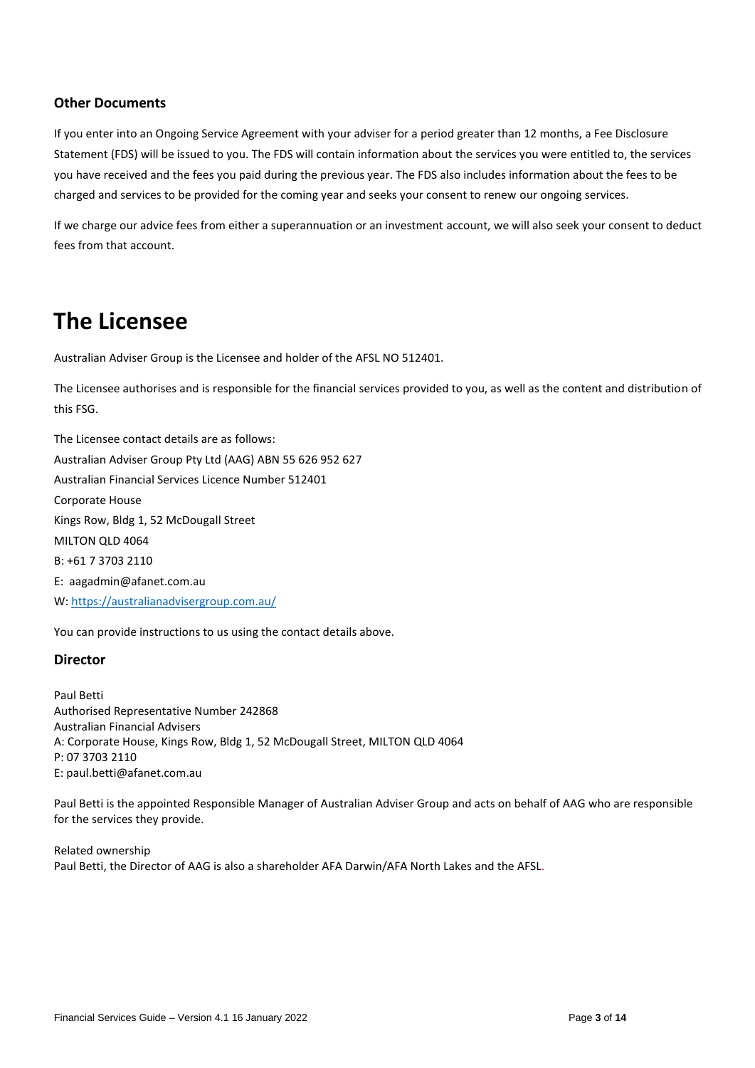### Other Documents

If you enter into an Ongoing Service Agreement with your adviser for a period greater than 12 months, a Fee Disclosure Statement (FDS) will be issued to you. The FDS will contain information about the services you were entitled to, the services you have received and the fees you paid during the previous year. The FDS also includes information about the fees to be charged and services to be provided for the coming year and seeks your consent to renew our ongoing services.

If we charge our advice fees from either a superannuation or an investment account, we will also seek your consent to deduct fees from that account.

# The Licensee

Australian Adviser Group is the Licensee and holder of the AFSL NO 512401.

The Licensee authorises and is responsible for the financial services provided to you, as well as the content and distribution of this FSG.

The Licensee contact details are as follows:
Australian Adviser Group Pty Ltd (AAG) ABN 55 626 952 627
Australian Financial Services Licence Number 512401
Corporate House
Kings Row, Bldg 1, 52 McDougall Street
MILTON QLD 4064
B: +61 7 3703 2110
E: aagadmin@afanet.com.au
W: https://australianadvisergroup.com.au/

You can provide instructions to us using the contact details above.

### Director

Paul Betti
Authorised Representative Number 242868
Australian Financial Advisers
A: Corporate House, Kings Row, Bldg 1, 52 McDougall Street, MILTON QLD 4064
P: 07 3703 2110
E: paul.betti@afanet.com.au

Paul Betti is the appointed Responsible Manager of Australian Adviser Group and acts on behalf of AAG who are responsible for the services they provide.

Related ownership
Paul Betti, the Director of AAG is also a shareholder AFA Darwin/AFA North Lakes and the AFSL.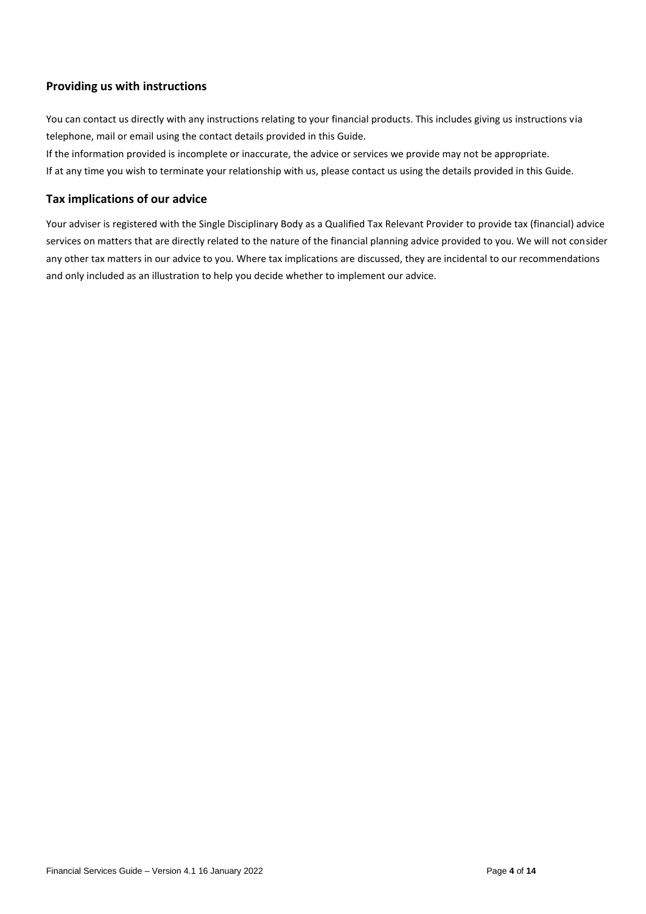## Providing us with instructions

You can contact us directly with any instructions relating to your financial products. This includes giving us instructions via telephone, mail or email using the contact details provided in this Guide.

If the information provided is incomplete or inaccurate, the advice or services we provide may not be appropriate.

If at any time you wish to terminate your relationship with us, please contact us using the details provided in this Guide.

## Tax implications of our advice

Your adviser is registered with the Single Disciplinary Body as a Qualified Tax Relevant Provider to provide tax (financial) advice services on matters that are directly related to the nature of the financial planning advice provided to you. We will not consider any other tax matters in our advice to you. Where tax implications are discussed, they are incidental to our recommendations and only included as an illustration to help you decide whether to implement our advice.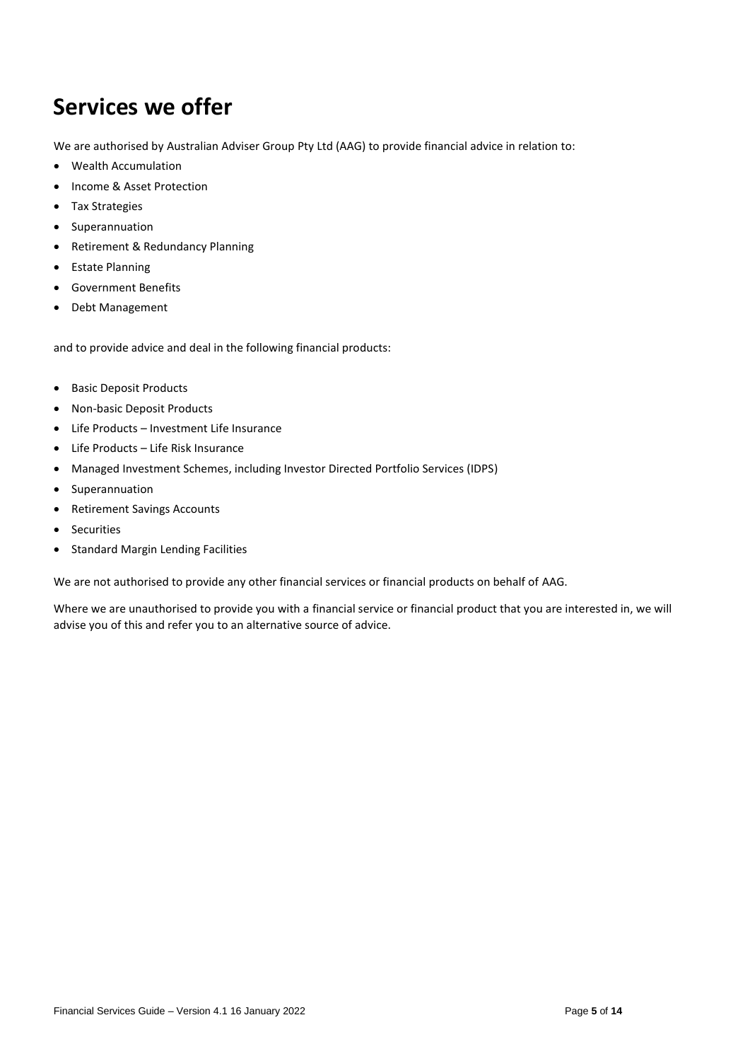# Services we offer

We are authorised by Australian Adviser Group Pty Ltd (AAG) to provide financial advice in relation to:

- Wealth Accumulation
- Income & Asset Protection
- Tax Strategies
- Superannuation
- Retirement & Redundancy Planning
- Estate Planning
- Government Benefits
- Debt Management

and to provide advice and deal in the following financial products:

- Basic Deposit Products
- Non-basic Deposit Products
- Life Products – Investment Life Insurance
- Life Products – Life Risk Insurance
- Managed Investment Schemes, including Investor Directed Portfolio Services (IDPS)
- Superannuation
- Retirement Savings Accounts
- Securities
- Standard Margin Lending Facilities

We are not authorised to provide any other financial services or financial products on behalf of AAG.

Where we are unauthorised to provide you with a financial service or financial product that you are interested in, we will advise you of this and refer you to an alternative source of advice.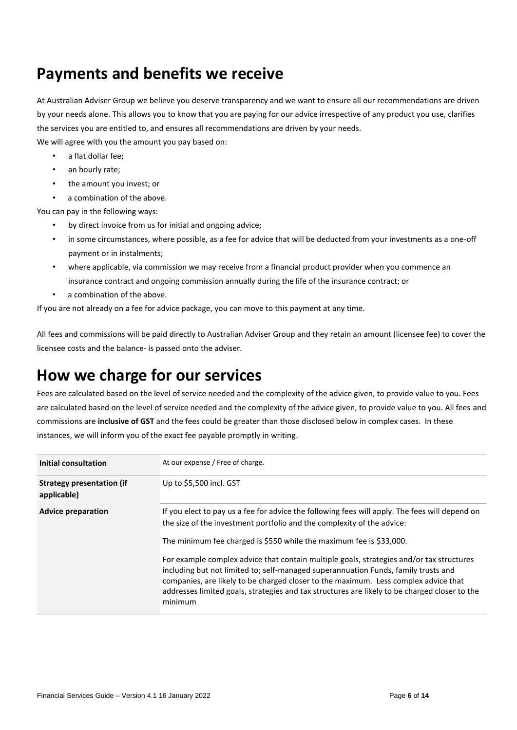## Payments and benefits we receive

At Australian Adviser Group we believe you deserve transparency and we want to ensure all our recommendations are driven by your needs alone. This allows you to know that you are paying for our advice irrespective of any product you use, clarifies the services you are entitled to, and ensures all recommendations are driven by your needs.
We will agree with you the amount you pay based on:

- a flat dollar fee;
- an hourly rate;
- the amount you invest; or
- a combination of the above.

You can pay in the following ways:

- by direct invoice from us for initial and ongoing advice;
- in some circumstances, where possible, as a fee for advice that will be deducted from your investments as a one-off payment or in instalments;
- where applicable, via commission we may receive from a financial product provider when you commence an insurance contract and ongoing commission annually during the life of the insurance contract; or
- a combination of the above.

If you are not already on a fee for advice package, you can move to this payment at any time.

All fees and commissions will be paid directly to Australian Adviser Group and they retain an amount (licensee fee) to cover the licensee costs and the balance- is passed onto the adviser.

## How we charge for our services

Fees are calculated based on the level of service needed and the complexity of the advice given, to provide value to you. Fees are calculated based on the level of service needed and the complexity of the advice given, to provide value to you. All fees and commissions are **inclusive of GST** and the fees could be greater than those disclosed below in complex cases. In these instances, we will inform you of the exact fee payable promptly in writing.

| | |
|---|---|
| **Initial consultation** | At our expense / Free of charge. |
| **Strategy presentation (if applicable)** | Up to $5,500 incl. GST |
| **Advice preparation** | If you elect to pay us a fee for advice the following fees will apply. The fees will depend on the size of the investment portfolio and the complexity of the advice:<br><br>The minimum fee charged is $550 while the maximum fee is $33,000.<br><br>For example complex advice that contain multiple goals, strategies and/or tax structures including but not limited to; self-managed superannuation Funds, family trusts and companies, are likely to be charged closer to the maximum. Less complex advice that addresses limited goals, strategies and tax structures are likely to be charged closer to the minimum |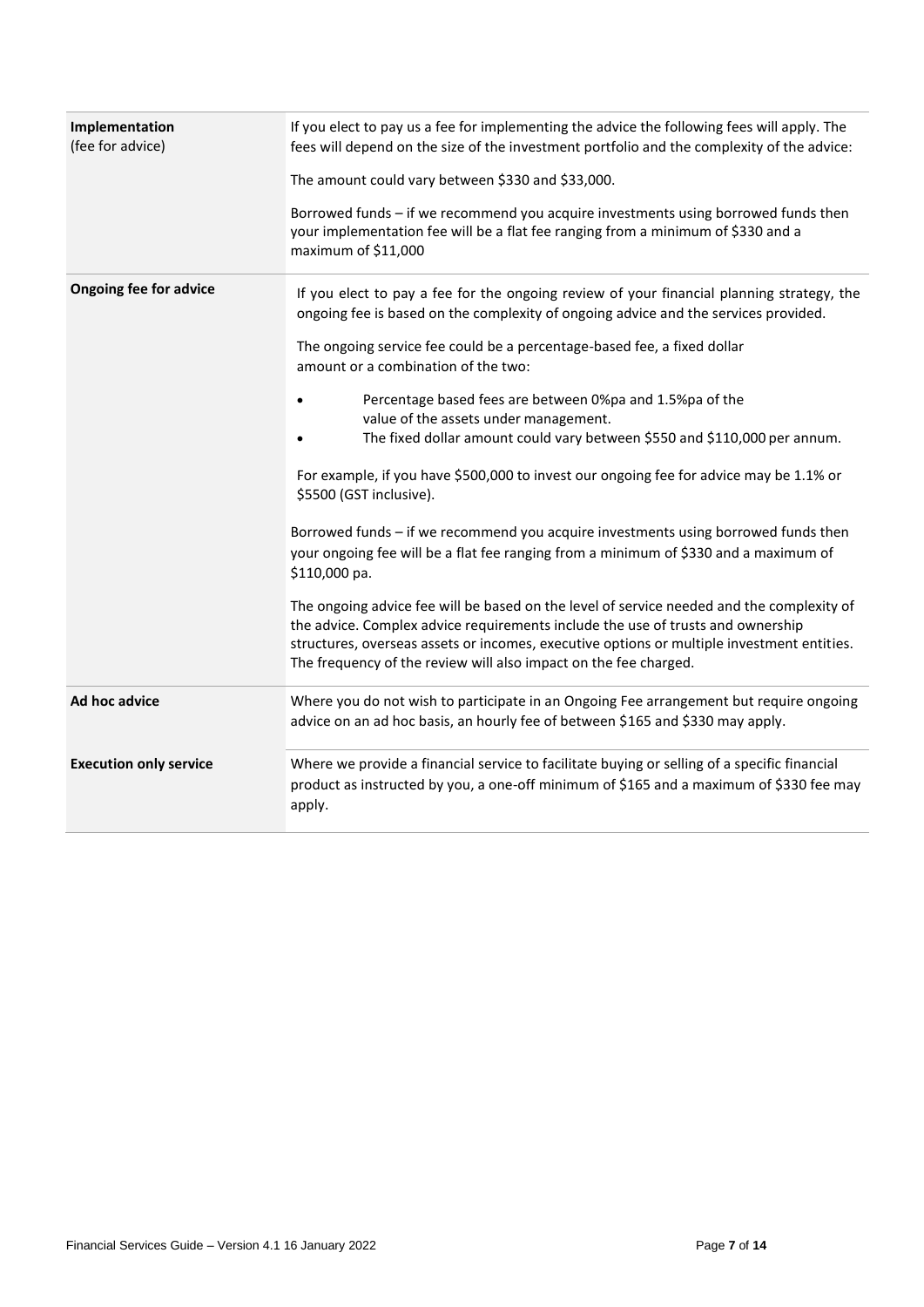| | |
|---|---|
| **Implementation** (fee for advice) | If you elect to pay us a fee for implementing the advice the following fees will apply. The fees will depend on the size of the investment portfolio and the complexity of the advice:<br><br>The amount could vary between \$330 and \$33,000.<br><br>Borrowed funds – if we recommend you acquire investments using borrowed funds then your implementation fee will be a flat fee ranging from a minimum of \$330 and a maximum of \$11,000 |
| **Ongoing fee for advice** | If you elect to pay a fee for the ongoing review of your financial planning strategy, the ongoing fee is based on the complexity of ongoing advice and the services provided.<br><br>The ongoing service fee could be a percentage-based fee, a fixed dollar amount or a combination of the two:<br><br>• Percentage based fees are between 0%pa and 1.5%pa of the value of the assets under management.<br>• The fixed dollar amount could vary between \$550 and \$110,000 per annum.<br><br>For example, if you have \$500,000 to invest our ongoing fee for advice may be 1.1% or \$5500 (GST inclusive).<br><br>Borrowed funds – if we recommend you acquire investments using borrowed funds then your ongoing fee will be a flat fee ranging from a minimum of \$330 and a maximum of \$110,000 pa.<br><br>The ongoing advice fee will be based on the level of service needed and the complexity of the advice. Complex advice requirements include the use of trusts and ownership structures, overseas assets or incomes, executive options or multiple investment entities. The frequency of the review will also impact on the fee charged. |
| **Ad hoc advice** | Where you do not wish to participate in an Ongoing Fee arrangement but require ongoing advice on an ad hoc basis, an hourly fee of between \$165 and \$330 may apply. |
| **Execution only service** | Where we provide a financial service to facilitate buying or selling of a specific financial product as instructed by you, a one-off minimum of \$165 and a maximum of \$330 fee may apply. |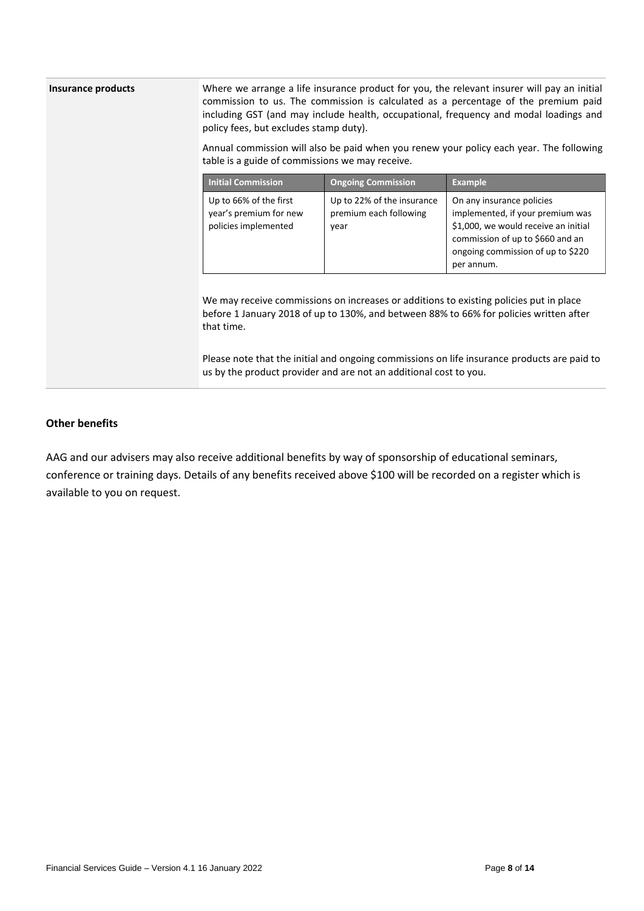**Insurance products**

Where we arrange a life insurance product for you, the relevant insurer will pay an initial commission to us. The commission is calculated as a percentage of the premium paid including GST (and may include health, occupational, frequency and modal loadings and policy fees, but excludes stamp duty).

Annual commission will also be paid when you renew your policy each year. The following table is a guide of commissions we may receive.

| Initial Commission | Ongoing Commission | Example |
|---|---|---|
| Up to 66% of the first year's premium for new policies implemented | Up to 22% of the insurance premium each following year | On any insurance policies implemented, if your premium was $1,000, we would receive an initial commission of up to $660 and an ongoing commission of up to $220 per annum. |

We may receive commissions on increases or additions to existing policies put in place before 1 January 2018 of up to 130%, and between 88% to 66% for policies written after that time.

Please note that the initial and ongoing commissions on life insurance products are paid to us by the product provider and are not an additional cost to you.

## Other benefits

AAG and our advisers may also receive additional benefits by way of sponsorship of educational seminars, conference or training days. Details of any benefits received above $100 will be recorded on a register which is available to you on request.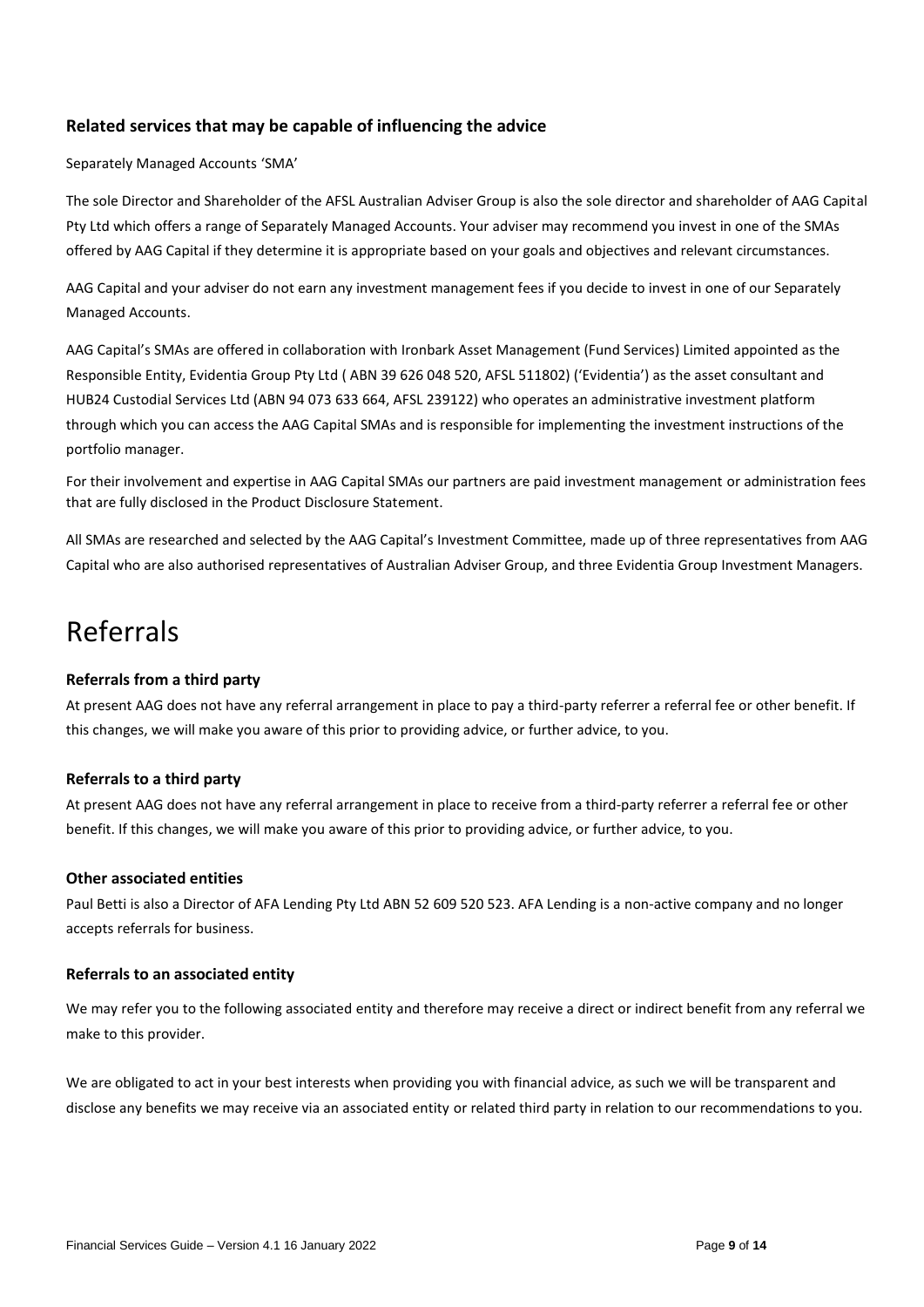### Related services that may be capable of influencing the advice

Separately Managed Accounts 'SMA'

The sole Director and Shareholder of the AFSL Australian Adviser Group is also the sole director and shareholder of AAG Capital Pty Ltd which offers a range of Separately Managed Accounts. Your adviser may recommend you invest in one of the SMAs offered by AAG Capital if they determine it is appropriate based on your goals and objectives and relevant circumstances.

AAG Capital and your adviser do not earn any investment management fees if you decide to invest in one of our Separately Managed Accounts.

AAG Capital's SMAs are offered in collaboration with Ironbark Asset Management (Fund Services) Limited appointed as the Responsible Entity, Evidentia Group Pty Ltd ( ABN 39 626 048 520, AFSL 511802) ('Evidentia') as the asset consultant and HUB24 Custodial Services Ltd (ABN 94 073 633 664, AFSL 239122) who operates an administrative investment platform through which you can access the AAG Capital SMAs and is responsible for implementing the investment instructions of the portfolio manager.

For their involvement and expertise in AAG Capital SMAs our partners are paid investment management or administration fees that are fully disclosed in the Product Disclosure Statement.

All SMAs are researched and selected by the AAG Capital's Investment Committee, made up of three representatives from AAG Capital who are also authorised representatives of Australian Adviser Group, and three Evidentia Group Investment Managers.

# Referrals

### Referrals from a third party

At present AAG does not have any referral arrangement in place to pay a third-party referrer a referral fee or other benefit. If this changes, we will make you aware of this prior to providing advice, or further advice, to you.

### Referrals to a third party

At present AAG does not have any referral arrangement in place to receive from a third-party referrer a referral fee or other benefit. If this changes, we will make you aware of this prior to providing advice, or further advice, to you.

### Other associated entities

Paul Betti is also a Director of AFA Lending Pty Ltd ABN 52 609 520 523. AFA Lending is a non-active company and no longer accepts referrals for business.

### Referrals to an associated entity

We may refer you to the following associated entity and therefore may receive a direct or indirect benefit from any referral we make to this provider.

We are obligated to act in your best interests when providing you with financial advice, as such we will be transparent and disclose any benefits we may receive via an associated entity or related third party in relation to our recommendations to you.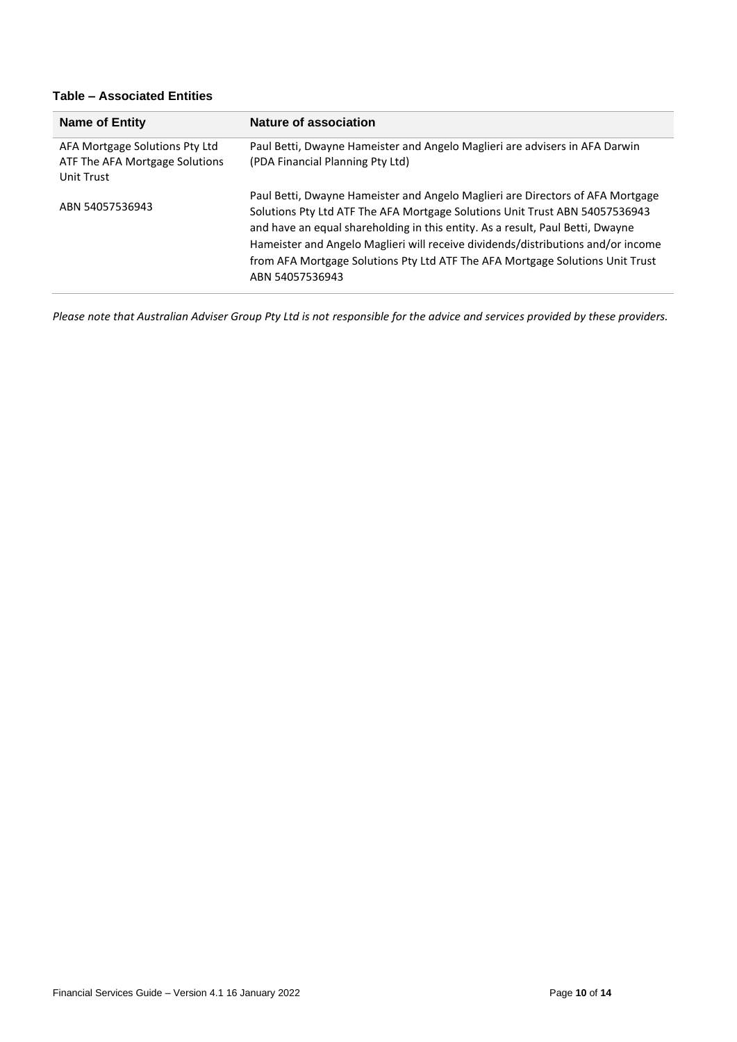**Table – Associated Entities**

| Name of Entity | Nature of association |
| --- | --- |
| AFA Mortgage Solutions Pty Ltd ATF The AFA Mortgage Solutions Unit Trust<br><br>ABN 54057536943 | Paul Betti, Dwayne Hameister and Angelo Maglieri are advisers in AFA Darwin (PDA Financial Planning Pty Ltd)<br><br>Paul Betti, Dwayne Hameister and Angelo Maglieri are Directors of AFA Mortgage Solutions Pty Ltd ATF The AFA Mortgage Solutions Unit Trust ABN 54057536943 and have an equal shareholding in this entity. As a result, Paul Betti, Dwayne Hameister and Angelo Maglieri will receive dividends/distributions and/or income from AFA Mortgage Solutions Pty Ltd ATF The AFA Mortgage Solutions Unit Trust ABN 54057536943 |

*Please note that Australian Adviser Group Pty Ltd is not responsible for the advice and services provided by these providers.*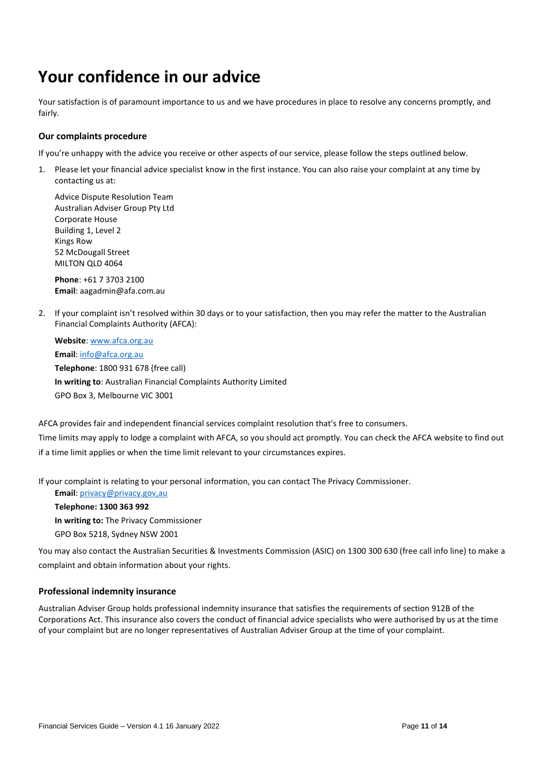# Your confidence in our advice

Your satisfaction is of paramount importance to us and we have procedures in place to resolve any concerns promptly, and fairly.

### Our complaints procedure

If you're unhappy with the advice you receive or other aspects of our service, please follow the steps outlined below.

1. Please let your financial advice specialist know in the first instance. You can also raise your complaint at any time by contacting us at:

   Advice Dispute Resolution Team
   Australian Adviser Group Pty Ltd
   Corporate House
   Building 1, Level 2
   Kings Row
   52 McDougall Street
   MILTON QLD 4064

   **Phone**: +61 7 3703 2100
   **Email**: aagadmin@afa.com.au

2. If your complaint isn't resolved within 30 days or to your satisfaction, then you may refer the matter to the Australian Financial Complaints Authority (AFCA):

   **Website**: www.afca.org.au
   **Email**: info@afca.org.au
   **Telephone**: 1800 931 678 (free call)
   **In writing to**: Australian Financial Complaints Authority Limited
   GPO Box 3, Melbourne VIC 3001

AFCA provides fair and independent financial services complaint resolution that's free to consumers.
Time limits may apply to lodge a complaint with AFCA, so you should act promptly. You can check the AFCA website to find out if a time limit applies or when the time limit relevant to your circumstances expires.

If your complaint is relating to your personal information, you can contact The Privacy Commissioner.

**Email**: privacy@privacy.gov,au
**Telephone: 1300 363 992**
**In writing to:** The Privacy Commissioner
GPO Box 5218, Sydney NSW 2001

You may also contact the Australian Securities & Investments Commission (ASIC) on 1300 300 630 (free call info line) to make a complaint and obtain information about your rights.

### Professional indemnity insurance

Australian Adviser Group holds professional indemnity insurance that satisfies the requirements of section 912B of the Corporations Act. This insurance also covers the conduct of financial advice specialists who were authorised by us at the time of your complaint but are no longer representatives of Australian Adviser Group at the time of your complaint.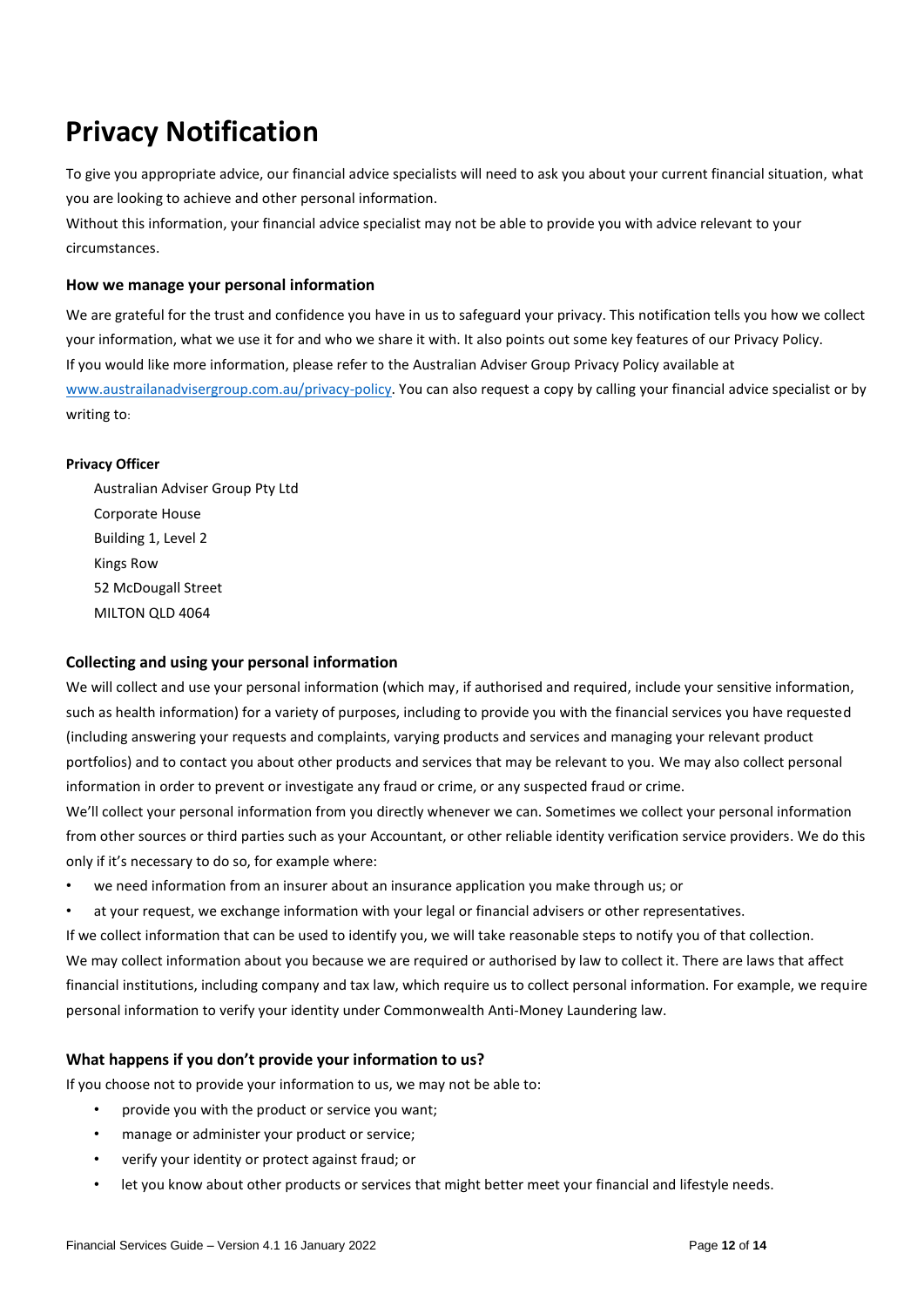# Privacy Notification

To give you appropriate advice, our financial advice specialists will need to ask you about your current financial situation, what you are looking to achieve and other personal information.

Without this information, your financial advice specialist may not be able to provide you with advice relevant to your circumstances.

### How we manage your personal information

We are grateful for the trust and confidence you have in us to safeguard your privacy. This notification tells you how we collect your information, what we use it for and who we share it with. It also points out some key features of our Privacy Policy.

If you would like more information, please refer to the Australian Adviser Group Privacy Policy available at [www.austrailanadvisergroup.com.au/privacy-policy](www.austrailanadvisergroup.com.au/privacy-policy). You can also request a copy by calling your financial advice specialist or by writing to:

**Privacy Officer**

Australian Adviser Group Pty Ltd
Corporate House
Building 1, Level 2
Kings Row
52 McDougall Street
MILTON QLD 4064

### Collecting and using your personal information

We will collect and use your personal information (which may, if authorised and required, include your sensitive information, such as health information) for a variety of purposes, including to provide you with the financial services you have requested (including answering your requests and complaints, varying products and services and managing your relevant product portfolios) and to contact you about other products and services that may be relevant to you. We may also collect personal information in order to prevent or investigate any fraud or crime, or any suspected fraud or crime.

We'll collect your personal information from you directly whenever we can. Sometimes we collect your personal information from other sources or third parties such as your Accountant, or other reliable identity verification service providers. We do this only if it's necessary to do so, for example where:

- we need information from an insurer about an insurance application you make through us; or
- at your request, we exchange information with your legal or financial advisers or other representatives.

If we collect information that can be used to identify you, we will take reasonable steps to notify you of that collection.

We may collect information about you because we are required or authorised by law to collect it. There are laws that affect financial institutions, including company and tax law, which require us to collect personal information. For example, we require personal information to verify your identity under Commonwealth Anti-Money Laundering law.

### What happens if you don't provide your information to us?

If you choose not to provide your information to us, we may not be able to:

- provide you with the product or service you want;
- manage or administer your product or service;
- verify your identity or protect against fraud; or
- let you know about other products or services that might better meet your financial and lifestyle needs.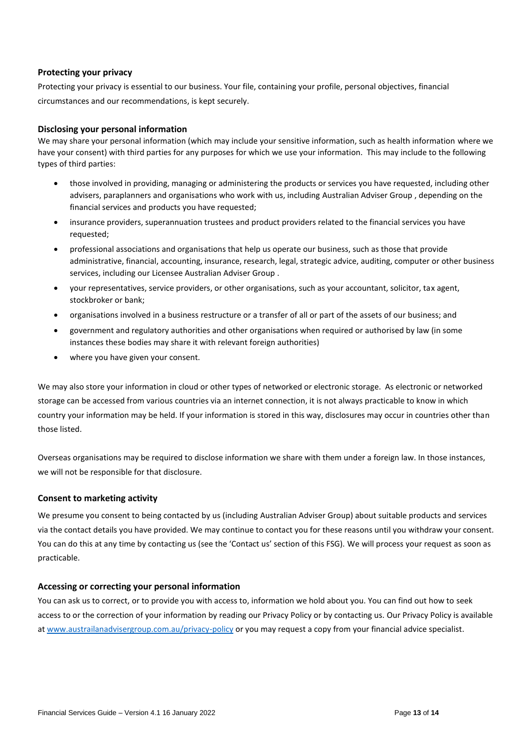### Protecting your privacy

Protecting your privacy is essential to our business. Your file, containing your profile, personal objectives, financial circumstances and our recommendations, is kept securely.

### Disclosing your personal information

We may share your personal information (which may include your sensitive information, such as health information where we have your consent) with third parties for any purposes for which we use your information. This may include to the following types of third parties:

- those involved in providing, managing or administering the products or services you have requested, including other advisers, paraplanners and organisations who work with us, including Australian Adviser Group , depending on the financial services and products you have requested;
- insurance providers, superannuation trustees and product providers related to the financial services you have requested;
- professional associations and organisations that help us operate our business, such as those that provide administrative, financial, accounting, insurance, research, legal, strategic advice, auditing, computer or other business services, including our Licensee Australian Adviser Group .
- your representatives, service providers, or other organisations, such as your accountant, solicitor, tax agent, stockbroker or bank;
- organisations involved in a business restructure or a transfer of all or part of the assets of our business; and
- government and regulatory authorities and other organisations when required or authorised by law (in some instances these bodies may share it with relevant foreign authorities)
- where you have given your consent.

We may also store your information in cloud or other types of networked or electronic storage. As electronic or networked storage can be accessed from various countries via an internet connection, it is not always practicable to know in which country your information may be held. If your information is stored in this way, disclosures may occur in countries other than those listed.

Overseas organisations may be required to disclose information we share with them under a foreign law. In those instances, we will not be responsible for that disclosure.

### Consent to marketing activity

We presume you consent to being contacted by us (including Australian Adviser Group) about suitable products and services via the contact details you have provided. We may continue to contact you for these reasons until you withdraw your consent. You can do this at any time by contacting us (see the 'Contact us' section of this FSG). We will process your request as soon as practicable.

### Accessing or correcting your personal information

You can ask us to correct, or to provide you with access to, information we hold about you. You can find out how to seek access to or the correction of your information by reading our Privacy Policy or by contacting us. Our Privacy Policy is available at [www.austrailanadvisergroup.com.au/privacy-policy](www.austrailanadvisergroup.com.au/privacy-policy) or you may request a copy from your financial advice specialist.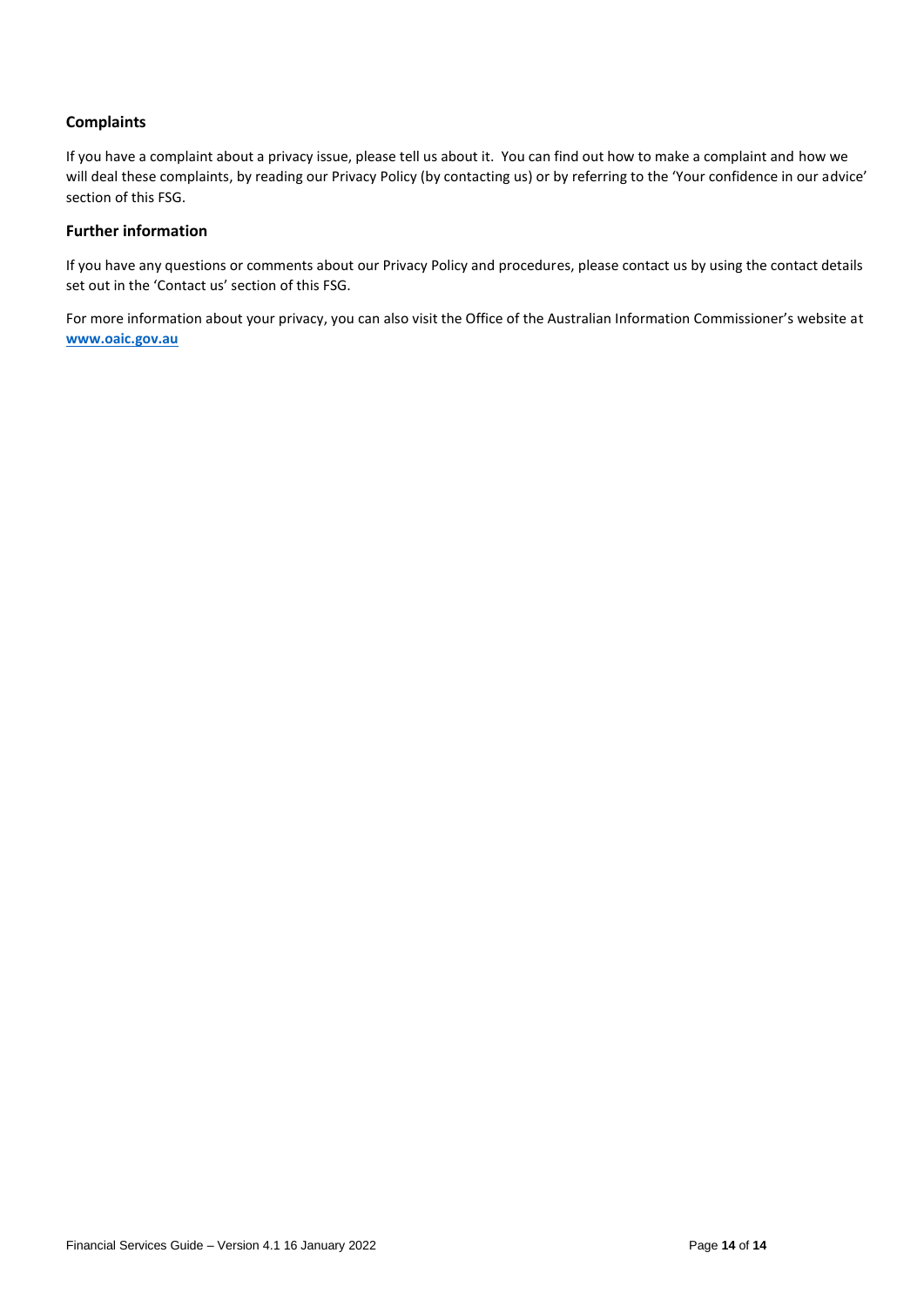### Complaints

If you have a complaint about a privacy issue, please tell us about it. You can find out how to make a complaint and how we will deal these complaints, by reading our Privacy Policy (by contacting us) or by referring to the 'Your confidence in our advice' section of this FSG.

### Further information

If you have any questions or comments about our Privacy Policy and procedures, please contact us by using the contact details set out in the 'Contact us' section of this FSG.

For more information about your privacy, you can also visit the Office of the Australian Information Commissioner's website at **www.oaic.gov.au**